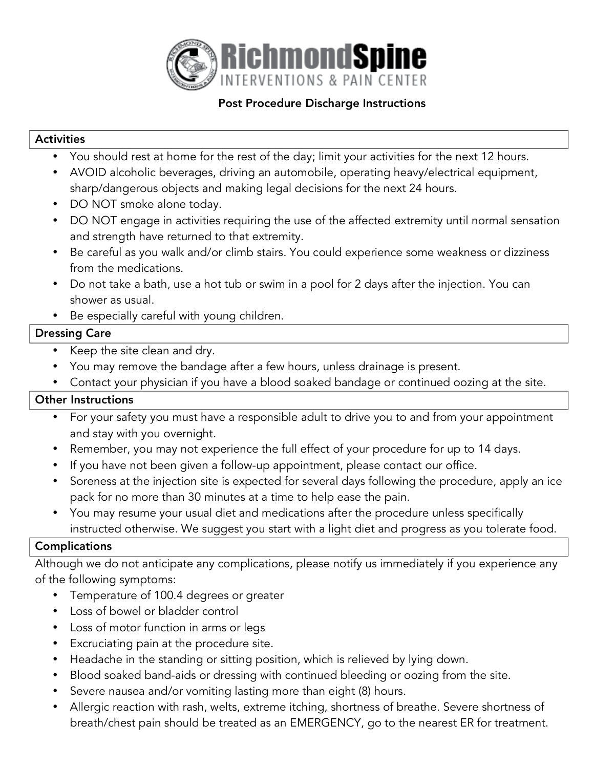# RichmondSpine

INTERVENTIONS & PAIN CENTER

## Post Procedure Discharge Instructions

### Activities

- You should rest at home for the rest of the day; limit your activities for the next 12 hours.
- AVOID alcoholic beverages, driving an automobile, operating heavy/electrical equipment, sharp/dangerous objects and making legal decisions for the next 24 hours.
- DO NOT smoke alone today.
- DO NOT engage in activities requiring the use of the affected extremity until normal sensation and strength have returned to that extremity.
- Be careful as you walk and/or climb stairs. You could experience some weakness or dizziness from the medications.
- Do not take a bath, use a hot tub or swim in a pool for 2 days after the injection. You can shower as usual.
- Be especially careful with young children.

### Dressing Care

- Keep the site clean and dry.
- You may remove the bandage after a few hours, unless drainage is present.
- Contact your physician if you have a blood soaked bandage or continued oozing at the site.

### Other Instructions

- For your safety you must have a responsible adult to drive you to and from your appointment and stay with you overnight.
- Remember, you may not experience the full effect of your procedure for up to 14 days.
- If you have not been given a follow-up appointment, please contact our office.
- Soreness at the injection site is expected for several days following the procedure, apply an ice pack for no more than 30 minutes at a time to help ease the pain.
- You may resume your usual diet and medications after the procedure unless specifically instructed otherwise. We suggest you start with a light diet and progress as you tolerate food.

### Complications

Although we do not anticipate any complications, please notify us immediately if you experience any of the following symptoms:

- Temperature of 100.4 degrees or greater
- Loss of bowel or bladder control
- Loss of motor function in arms or legs
- Excruciating pain at the procedure site.
- Headache in the standing or sitting position, which is relieved by lying down.
- Blood soaked band-aids or dressing with continued bleeding or oozing from the site.
- Severe nausea and/or vomiting lasting more than eight (8) hours.
- Allergic reaction with rash, welts, extreme itching, shortness of breathe. Severe shortness of breath/chest pain should be treated as an EMERGENCY, go to the nearest ER for treatment.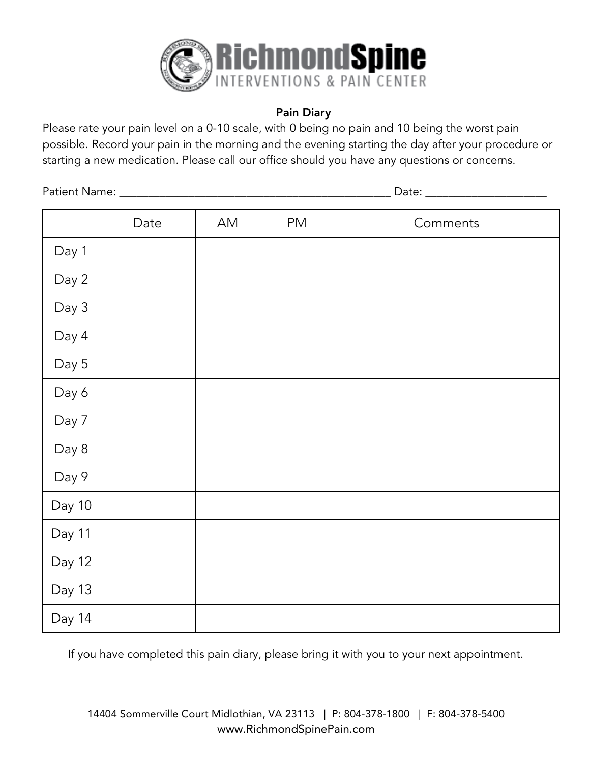# RichmondSpine
INTERVENTIONS & PAIN CENTER

**Pain Diary**

Please rate your pain level on a 0-10 scale, with 0 being no pain and 10 being the worst pain possible. Record your pain in the morning and the evening starting the day after your procedure or starting a new medication. Please call our office should you have any questions or concerns.

Patient Name: _______________________________________________ Date: ____________________

| | Date | AM | PM | Comments |
|---|---|---|---|---|
| Day 1 | | | | |
| Day 2 | | | | |
| Day 3 | | | | |
| Day 4 | | | | |
| Day 5 | | | | |
| Day 6 | | | | |
| Day 7 | | | | |
| Day 8 | | | | |
| Day 9 | | | | |
| Day 10 | | | | |
| Day 11 | | | | |
| Day 12 | | | | |
| Day 13 | | | | |
| Day 14 | | | | |

If you have completed this pain diary, please bring it with you to your next appointment.

14404 Sommerville Court Midlothian, VA 23113 | P: 804-378-1800 | F: 804-378-5400
www.RichmondSpinePain.com